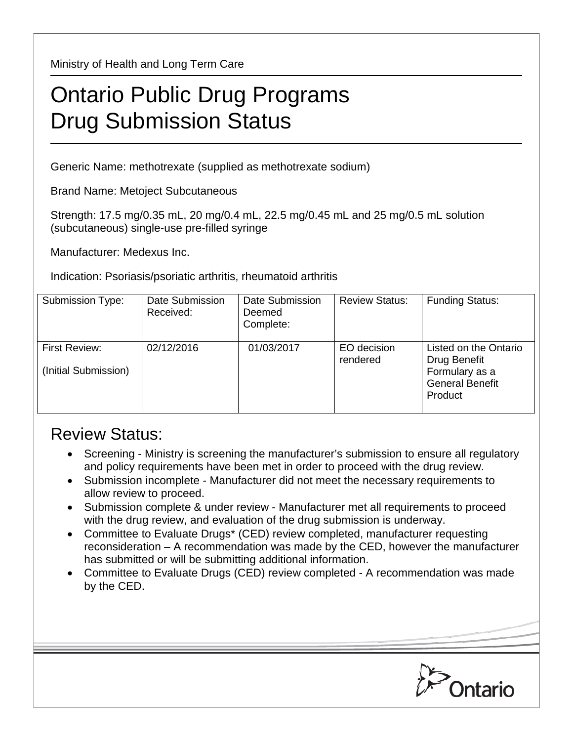Ministry of Health and Long Term Care

# Ontario Public Drug Programs
# Drug Submission Status

Generic Name: methotrexate (supplied as methotrexate sodium)

Brand Name: Metoject Subcutaneous

Strength: 17.5 mg/0.35 mL, 20 mg/0.4 mL, 22.5 mg/0.45 mL and 25 mg/0.5 mL solution (subcutaneous) single-use pre-filled syringe

Manufacturer: Medexus Inc.

Indication: Psoriasis/psoriatic arthritis, rheumatoid arthritis

| Submission Type: | Date Submission Received: | Date Submission Deemed Complete: | Review Status: | Funding Status: |
|---|---|---|---|---|
| First Review: (Initial Submission) | 02/12/2016 | 01/03/2017 | EO decision rendered | Listed on the Ontario Drug Benefit Formulary as a General Benefit Product |

## Review Status:

- Screening - Ministry is screening the manufacturer's submission to ensure all regulatory and policy requirements have been met in order to proceed with the drug review.
- Submission incomplete - Manufacturer did not meet the necessary requirements to allow review to proceed.
- Submission complete & under review - Manufacturer met all requirements to proceed with the drug review, and evaluation of the drug submission is underway.
- Committee to Evaluate Drugs* (CED) review completed, manufacturer requesting reconsideration – A recommendation was made by the CED, however the manufacturer has submitted or will be submitting additional information.
- Committee to Evaluate Drugs (CED) review completed - A recommendation was made by the CED.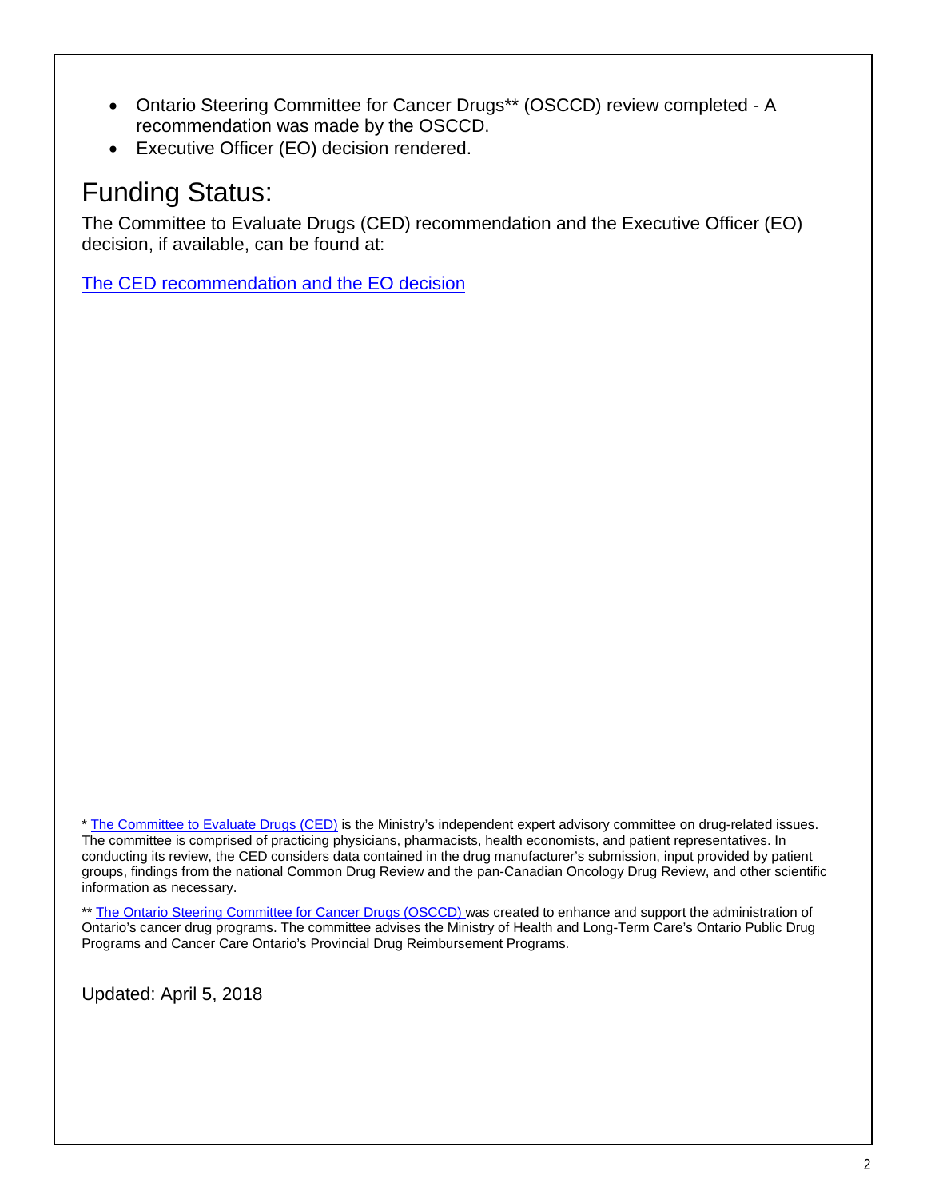- Ontario Steering Committee for Cancer Drugs** (OSCCD) review completed - A recommendation was made by the OSCCD.
- Executive Officer (EO) decision rendered.

# Funding Status:

The Committee to Evaluate Drugs (CED) recommendation and the Executive Officer (EO) decision, if available, can be found at:

The CED recommendation and the EO decision

* The Committee to Evaluate Drugs (CED) is the Ministry's independent expert advisory committee on drug-related issues. The committee is comprised of practicing physicians, pharmacists, health economists, and patient representatives. In conducting its review, the CED considers data contained in the drug manufacturer's submission, input provided by patient groups, findings from the national Common Drug Review and the pan-Canadian Oncology Drug Review, and other scientific information as necessary.

** The Ontario Steering Committee for Cancer Drugs (OSCCD) was created to enhance and support the administration of Ontario's cancer drug programs. The committee advises the Ministry of Health and Long-Term Care's Ontario Public Drug Programs and Cancer Care Ontario's Provincial Drug Reimbursement Programs.

Updated: April 5, 2018